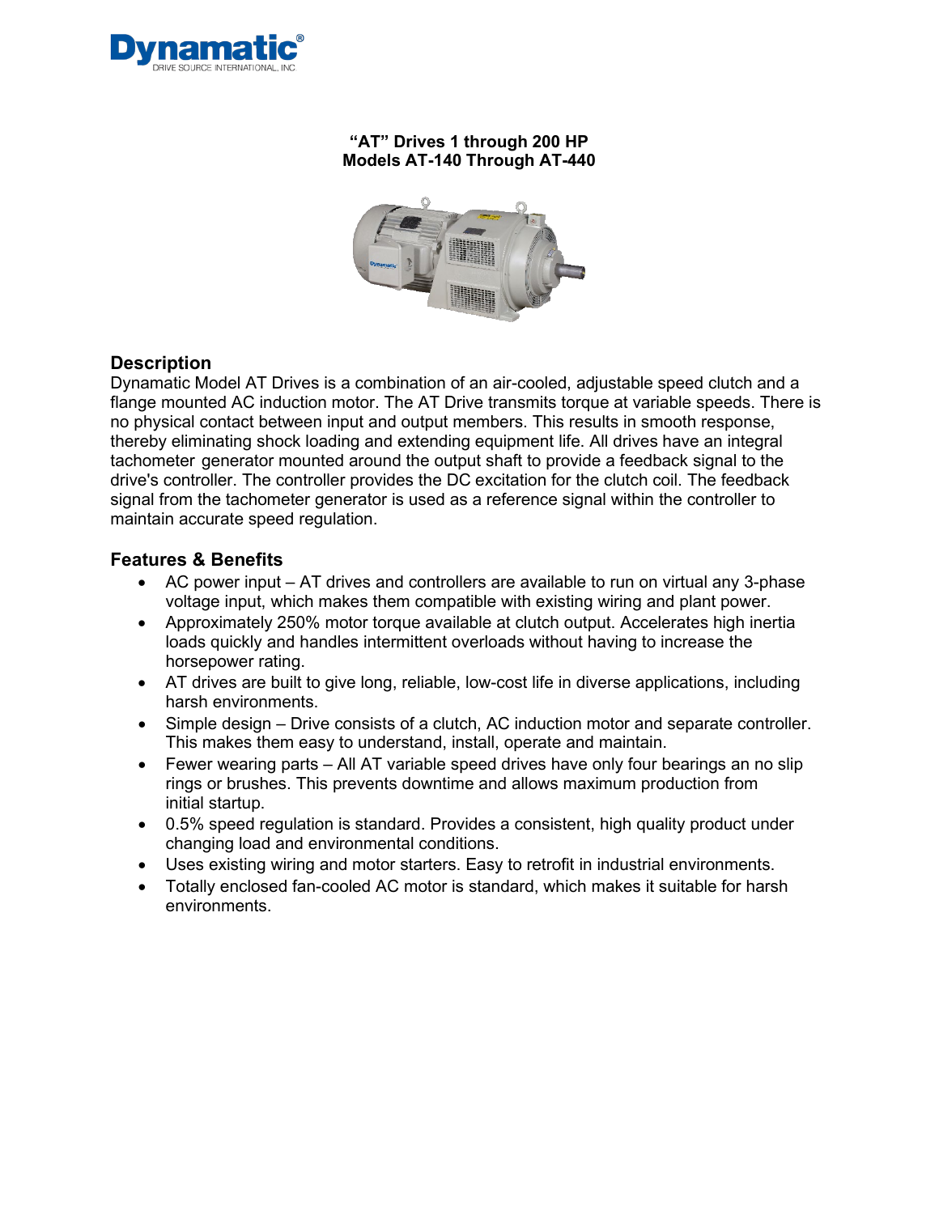# "AT" Drives 1 through 200 HP
## Models AT-140 Through AT-440

## Description

Dynamatic Model AT Drives is a combination of an air-cooled, adjustable speed clutch and a flange mounted AC induction motor. The AT Drive transmits torque at variable speeds. There is no physical contact between input and output members. This results in smooth response, thereby eliminating shock loading and extending equipment life. All drives have an integral tachometer generator mounted around the output shaft to provide a feedback signal to the drive's controller. The controller provides the DC excitation for the clutch coil. The feedback signal from the tachometer generator is used as a reference signal within the controller to maintain accurate speed regulation.

## Features & Benefits

- AC power input – AT drives and controllers are available to run on virtual any 3-phase voltage input, which makes them compatible with existing wiring and plant power.
- Approximately 250% motor torque available at clutch output. Accelerates high inertia loads quickly and handles intermittent overloads without having to increase the horsepower rating.
- AT drives are built to give long, reliable, low-cost life in diverse applications, including harsh environments.
- Simple design – Drive consists of a clutch, AC induction motor and separate controller. This makes them easy to understand, install, operate and maintain.
- Fewer wearing parts – All AT variable speed drives have only four bearings an no slip rings or brushes. This prevents downtime and allows maximum production from initial startup.
- 0.5% speed regulation is standard. Provides a consistent, high quality product under changing load and environmental conditions.
- Uses existing wiring and motor starters. Easy to retrofit in industrial environments.
- Totally enclosed fan-cooled AC motor is standard, which makes it suitable for harsh environments.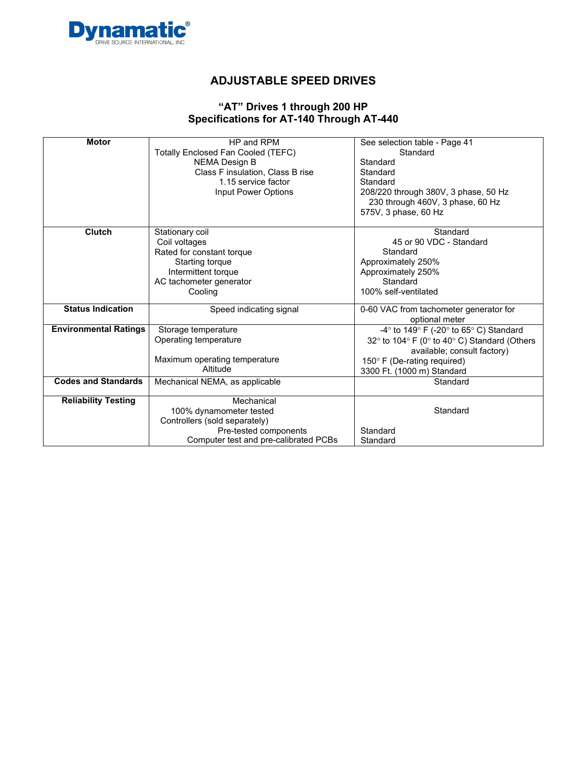**Dynamatic®**
DRIVE SOURCE INTERNATIONAL, INC.

## ADJUSTABLE SPEED DRIVES

### "AT" Drives 1 through 200 HP
### Specifications for AT-140 Through AT-440

| | | |
|---|---|---|
| **Motor** | HP and RPM | See selection table - Page 41 |
| | Totally Enclosed Fan Cooled (TEFC) | Standard |
| | NEMA Design B | Standard |
| | Class F insulation, Class B rise | Standard |
| | 1.15 service factor | Standard |
| | Input Power Options | 208/220 through 380V, 3 phase, 50 Hz<br>230 through 460V, 3 phase, 60 Hz<br>575V, 3 phase, 60 Hz |
| **Clutch** | Stationary coil | Standard |
| | Coil voltages | 45 or 90 VDC - Standard |
| | Rated for constant torque | Standard |
| | Starting torque | Approximately 250% |
| | Intermittent torque | Approximately 250% |
| | AC tachometer generator | Standard |
| | Cooling | 100% self-ventilated |
| **Status Indication** | Speed indicating signal | 0-60 VAC from tachometer generator for optional meter |
| **Environmental Ratings** | Storage temperature | -4° to 149° F (-20° to 65° C) Standard |
| | Operating temperature | 32° to 104° F (0° to 40° C) Standard (Others available; consult factory) |
| | Maximum operating temperature | 150° F (De-rating required) |
| | Altitude | 3300 Ft. (1000 m) Standard |
| **Codes and Standards** | Mechanical NEMA, as applicable | Standard |
| **Reliability Testing** | Mechanical<br>100% dynamometer tested | Standard |
| | Controllers (sold separately) | |
| | Pre-tested components | Standard |
| | Computer test and pre-calibrated PCBs | Standard |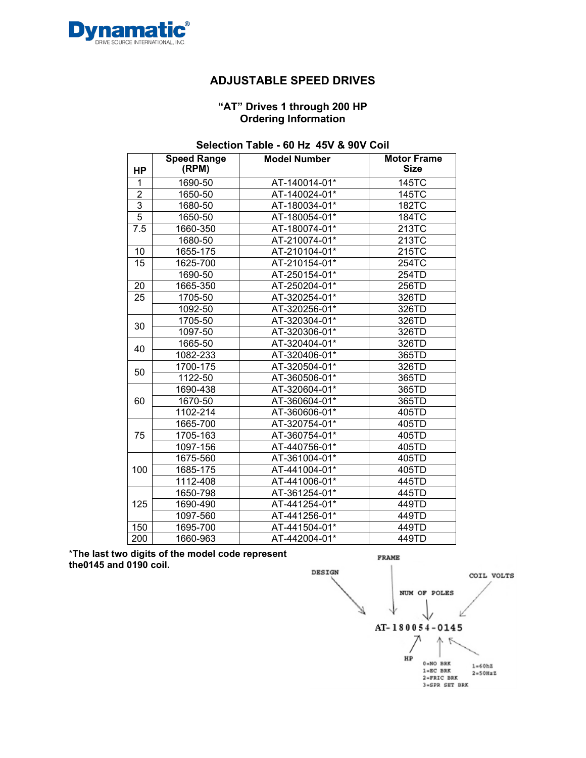**Dynamatic®**
DRIVE SOURCE INTERNATIONAL, INC.

## ADJUSTABLE SPEED DRIVES

### "AT" Drives 1 through 200 HP
### Ordering Information

**Selection Table - 60 Hz 45V & 90V Coil**

| HP | Speed Range (RPM) | Model Number | Motor Frame Size |
|---|---|---|---|
| 1 | 1690-50 | AT-140014-01* | 145TC |
| 2 | 1650-50 | AT-140024-01* | 145TC |
| 3 | 1680-50 | AT-180034-01* | 182TC |
| 5 | 1650-50 | AT-180054-01* | 184TC |
| 7.5 | 1660-350 | AT-180074-01* | 213TC |
| | 1680-50 | AT-210074-01* | 213TC |
| 10 | 1655-175 | AT-210104-01* | 215TC |
| 15 | 1625-700 | AT-210154-01* | 254TC |
| | 1690-50 | AT-250154-01* | 254TD |
| 20 | 1665-350 | AT-250204-01* | 256TD |
| 25 | 1705-50 | AT-320254-01* | 326TD |
| | 1092-50 | AT-320256-01* | 326TD |
| 30 | 1705-50 | AT-320304-01* | 326TD |
| | 1097-50 | AT-320306-01* | 326TD |
| 40 | 1665-50 | AT-320404-01* | 326TD |
| | 1082-233 | AT-320406-01* | 365TD |
| 50 | 1700-175 | AT-320504-01* | 326TD |
| | 1122-50 | AT-360506-01* | 365TD |
| 60 | 1690-438 | AT-320604-01* | 365TD |
| | 1670-50 | AT-360604-01* | 365TD |
| | 1102-214 | AT-360606-01* | 405TD |
| 75 | 1665-700 | AT-320754-01* | 405TD |
| | 1705-163 | AT-360754-01* | 405TD |
| | 1097-156 | AT-440756-01* | 405TD |
| 100 | 1675-560 | AT-361004-01* | 405TD |
| | 1685-175 | AT-441004-01* | 405TD |
| | 1112-408 | AT-441006-01* | 445TD |
| 125 | 1650-798 | AT-361254-01* | 445TD |
| | 1690-490 | AT-441254-01* | 449TD |
| | 1097-560 | AT-441256-01* | 449TD |
| 150 | 1695-700 | AT-441504-01* | 449TD |
| 200 | 1660-963 | AT-442004-01* | 449TD |

**\*The last two digits of the model code represent the0145 and 0190 coil.**

AT-180054-0145

- DESIGN
- FRAME
- NUM OF POLES
- COIL VOLTS
- HP
- 0=NO BRK, 1=EC BRK, 2=FRIC BRK, 3=SPR SET BRK
- 1=60hZ, 2=50HzZ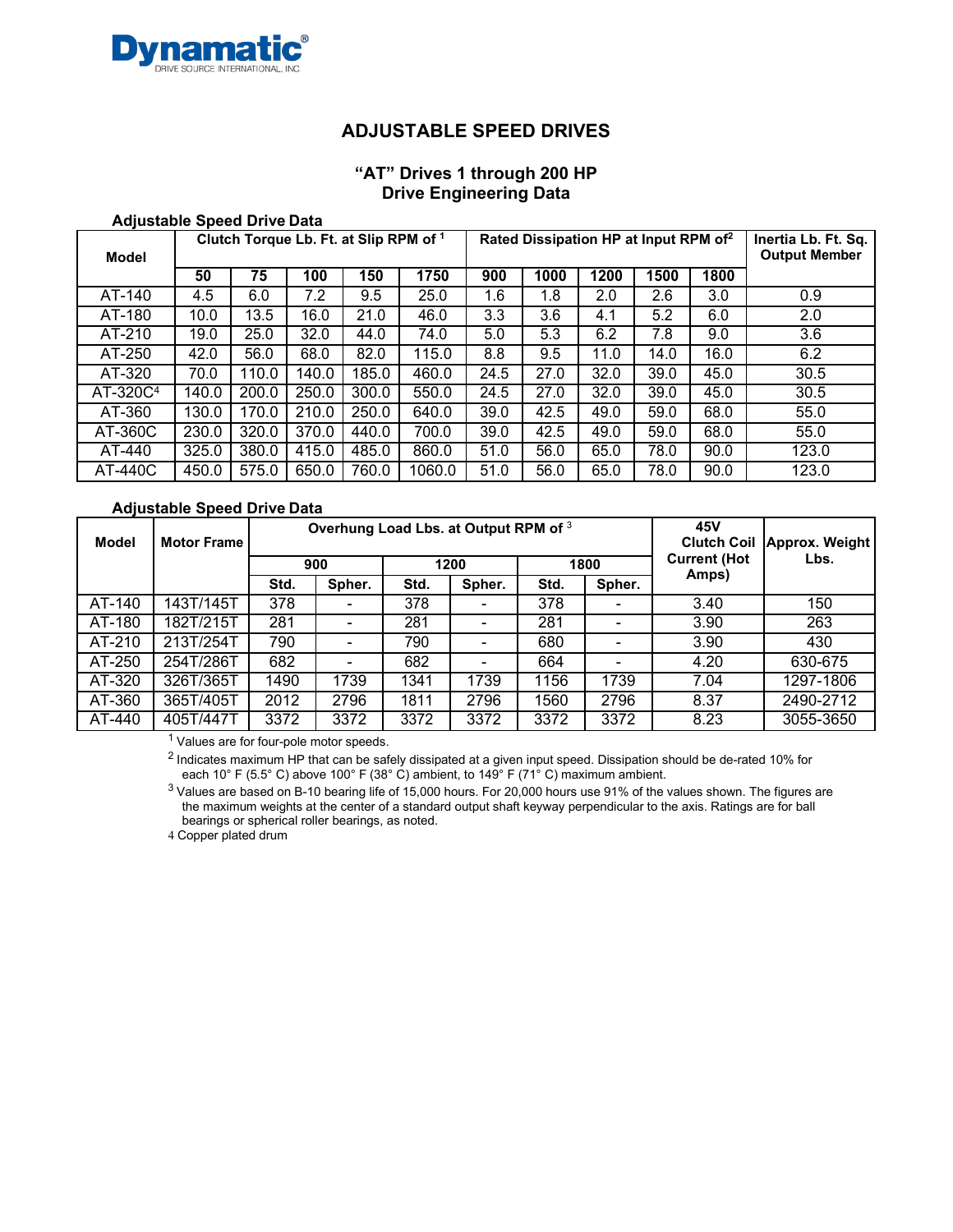# ADJUSTABLE SPEED DRIVES

## "AT" Drives 1 through 200 HP
## Drive Engineering Data

**Adjustable Speed Drive Data**

| Model | Clutch Torque Lb. Ft. at Slip RPM of [1] | | | | | Rated Dissipation HP at Input RPM of[2] | | | | | Inertia Lb. Ft. Sq. Output Member |
|---|---|---|---|---|---|---|---|---|---|---|---|
| | 50 | 75 | 100 | 150 | 1750 | 900 | 1000 | 1200 | 1500 | 1800 | |
| AT-140 | 4.5 | 6.0 | 7.2 | 9.5 | 25.0 | 1.6 | 1.8 | 2.0 | 2.6 | 3.0 | 0.9 |
| AT-180 | 10.0 | 13.5 | 16.0 | 21.0 | 46.0 | 3.3 | 3.6 | 4.1 | 5.2 | 6.0 | 2.0 |
| AT-210 | 19.0 | 25.0 | 32.0 | 44.0 | 74.0 | 5.0 | 5.3 | 6.2 | 7.8 | 9.0 | 3.6 |
| AT-250 | 42.0 | 56.0 | 68.0 | 82.0 | 115.0 | 8.8 | 9.5 | 11.0 | 14.0 | 16.0 | 6.2 |
| AT-320 | 70.0 | 110.0 | 140.0 | 185.0 | 460.0 | 24.5 | 27.0 | 32.0 | 39.0 | 45.0 | 30.5 |
| AT-320C[4] | 140.0 | 200.0 | 250.0 | 300.0 | 550.0 | 24.5 | 27.0 | 32.0 | 39.0 | 45.0 | 30.5 |
| AT-360 | 130.0 | 170.0 | 210.0 | 250.0 | 640.0 | 39.0 | 42.5 | 49.0 | 59.0 | 68.0 | 55.0 |
| AT-360C | 230.0 | 320.0 | 370.0 | 440.0 | 700.0 | 39.0 | 42.5 | 49.0 | 59.0 | 68.0 | 55.0 |
| AT-440 | 325.0 | 380.0 | 415.0 | 485.0 | 860.0 | 51.0 | 56.0 | 65.0 | 78.0 | 90.0 | 123.0 |
| AT-440C | 450.0 | 575.0 | 650.0 | 760.0 | 1060.0 | 51.0 | 56.0 | 65.0 | 78.0 | 90.0 | 123.0 |

**Adjustable Speed Drive Data**

| Model | Motor Frame | Overhung Load Lbs. at Output RPM of [3] | | | | | | 45V Clutch Coil Current (Hot Amps) | Approx. Weight Lbs. |
|---|---|---|---|---|---|---|---|---|---|
| | | 900 | | 1200 | | 1800 | | | |
| | | Std. | Spher. | Std. | Spher. | Std. | Spher. | | |
| AT-140 | 143T/145T | 378 | - | 378 | - | 378 | - | 3.40 | 150 |
| AT-180 | 182T/215T | 281 | - | 281 | - | 281 | - | 3.90 | 263 |
| AT-210 | 213T/254T | 790 | - | 790 | - | 680 | - | 3.90 | 430 |
| AT-250 | 254T/286T | 682 | - | 682 | - | 664 | - | 4.20 | 630-675 |
| AT-320 | 326T/365T | 1490 | 1739 | 1341 | 1739 | 1156 | 1739 | 7.04 | 1297-1806 |
| AT-360 | 365T/405T | 2012 | 2796 | 1811 | 2796 | 1560 | 2796 | 8.37 | 2490-2712 |
| AT-440 | 405T/447T | 3372 | 3372 | 3372 | 3372 | 3372 | 3372 | 8.23 | 3055-3650 |

[1] Values are for four-pole motor speeds.

[2] Indicates maximum HP that can be safely dissipated at a given input speed. Dissipation should be de-rated 10% for each 10° F (5.5° C) above 100° F (38° C) ambient, to 149° F (71° C) maximum ambient.

[3] Values are based on B-10 bearing life of 15,000 hours. For 20,000 hours use 91% of the values shown. The figures are the maximum weights at the center of a standard output shaft keyway perpendicular to the axis. Ratings are for ball bearings or spherical roller bearings, as noted.

4 Copper plated drum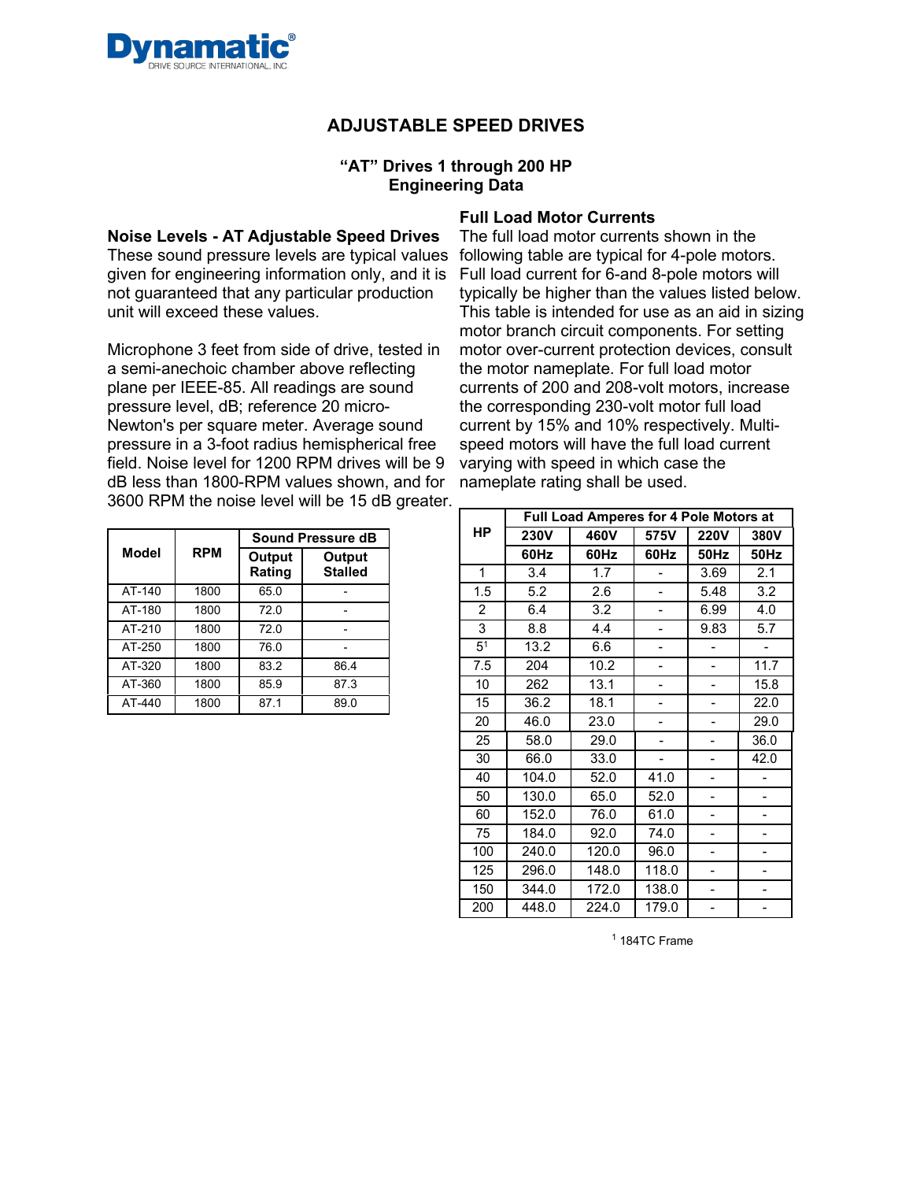**Dynamatic®**
DRIVE SOURCE INTERNATIONAL, INC.

# ADJUSTABLE SPEED DRIVES

## "AT" Drives 1 through 200 HP
## Engineering Data

### Noise Levels - AT Adjustable Speed Drives

These sound pressure levels are typical values given for engineering information only, and it is not guaranteed that any particular production unit will exceed these values.

Microphone 3 feet from side of drive, tested in a semi-anechoic chamber above reflecting plane per IEEE-85. All readings are sound pressure level, dB; reference 20 micro-Newton's per square meter. Average sound pressure in a 3-foot radius hemispherical free field. Noise level for 1200 RPM drives will be 9 dB less than 1800-RPM values shown, and for 3600 RPM the noise level will be 15 dB greater.

| Model | RPM | Sound Pressure dB | |
|---|---|---|---|
| | | Output Rating | Output Stalled |
| AT-140 | 1800 | 65.0 | - |
| AT-180 | 1800 | 72.0 | - |
| AT-210 | 1800 | 72.0 | - |
| AT-250 | 1800 | 76.0 | - |
| AT-320 | 1800 | 83.2 | 86.4 |
| AT-360 | 1800 | 85.9 | 87.3 |
| AT-440 | 1800 | 87.1 | 89.0 |

### Full Load Motor Currents

The full load motor currents shown in the following table are typical for 4-pole motors. Full load current for 6-and 8-pole motors will typically be higher than the values listed below. This table is intended for use as an aid in sizing motor branch circuit components. For setting motor over-current protection devices, consult the motor nameplate. For full load motor currents of 200 and 208-volt motors, increase the corresponding 230-volt motor full load current by 15% and 10% respectively. Multi-speed motors will have the full load current varying with speed in which case the nameplate rating shall be used.

| HP | Full Load Amperes for 4 Pole Motors at | | | | |
|---|---|---|---|---|---|
| | 230V | 460V | 575V | 220V | 380V |
| | 60Hz | 60Hz | 60Hz | 50Hz | 50Hz |
| 1 | 3.4 | 1.7 | - | 3.69 | 2.1 |
| 1.5 | 5.2 | 2.6 | - | 5.48 | 3.2 |
| 2 | 6.4 | 3.2 | - | 6.99 | 4.0 |
| 3 | 8.8 | 4.4 | - | 9.83 | 5.7 |
| 5[1] | 13.2 | 6.6 | - | - | - |
| 7.5 | 204 | 10.2 | - | - | 11.7 |
| 10 | 262 | 13.1 | - | - | 15.8 |
| 15 | 36.2 | 18.1 | - | - | 22.0 |
| 20 | 46.0 | 23.0 | - | - | 29.0 |
| 25 | 58.0 | 29.0 | - | - | 36.0 |
| 30 | 66.0 | 33.0 | - | - | 42.0 |
| 40 | 104.0 | 52.0 | 41.0 | - | - |
| 50 | 130.0 | 65.0 | 52.0 | - | - |
| 60 | 152.0 | 76.0 | 61.0 | - | - |
| 75 | 184.0 | 92.0 | 74.0 | - | - |
| 100 | 240.0 | 120.0 | 96.0 | - | - |
| 125 | 296.0 | 148.0 | 118.0 | - | - |
| 150 | 344.0 | 172.0 | 138.0 | - | - |
| 200 | 448.0 | 224.0 | 179.0 | - | - |

[1] 184TC Frame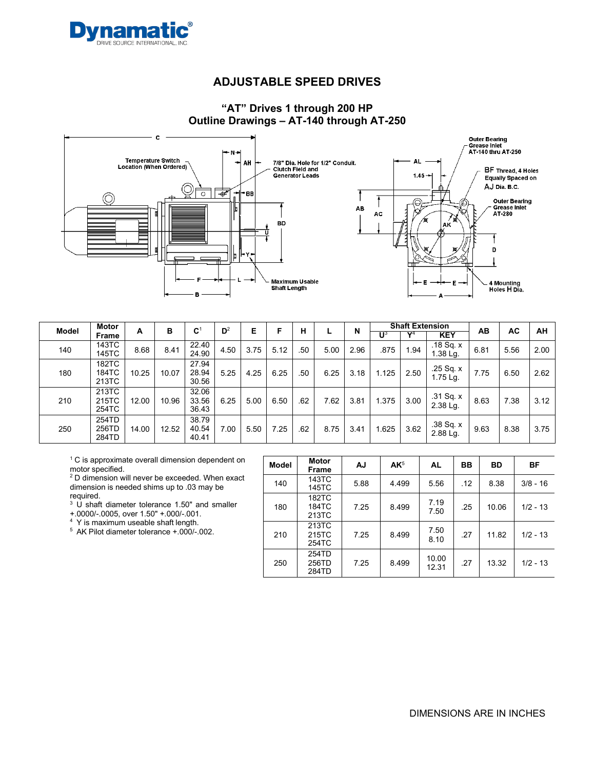# ADJUSTABLE SPEED DRIVES

## "AT" Drives 1 through 200 HP
## Outline Drawings – AT-140 through AT-250

| Model | Motor Frame | A | B | C[1] | D[2] | E | F | H | L | N | Shaft Extension | | | AB | AC | AH |
|---|---|---|---|---|---|---|---|---|---|---|---|---|---|---|---|---|
| | | | | | | | | | | | U[3] | Y[4] | KEY | | | |
| 140 | 143TC 145TC | 8.68 | 8.41 | 22.40 24.90 | 4.50 | 3.75 | 5.12 | .50 | 5.00 | 2.96 | .875 | 1.94 | .18 Sq. x 1.38 Lg. | 6.81 | 5.56 | 2.00 |
| 180 | 182TC 184TC 213TC | 10.25 | 10.07 | 27.94 28.94 30.56 | 5.25 | 4.25 | 6.25 | .50 | 6.25 | 3.18 | 1.125 | 2.50 | .25 Sq. x 1.75 Lg. | 7.75 | 6.50 | 2.62 |
| 210 | 213TC 215TC 254TC | 12.00 | 10.96 | 32.06 33.56 36.43 | 6.25 | 5.00 | 6.50 | .62 | 7.62 | 3.81 | 1.375 | 3.00 | .31 Sq. x 2.38 Lg. | 8.63 | 7.38 | 3.12 |
| 250 | 254TD 256TD 284TD | 14.00 | 12.52 | 38.79 40.54 40.41 | 7.00 | 5.50 | 7.25 | .62 | 8.75 | 3.41 | 1.625 | 3.62 | .38 Sq. x 2.88 Lg. | 9.63 | 8.38 | 3.75 |

[1] C is approximate overall dimension dependent on motor specified.
[2] D dimension will never be exceeded. When exact dimension is needed shims up to .03 may be required.
[3] U shaft diameter tolerance 1.50" and smaller +.0000/-.0005, over 1.50" +.000/-.001.
[4] Y is maximum useable shaft length.
[5] AK Pilot diameter tolerance +.000/-.002.

| Model | Motor Frame | AJ | AK[5] | AL | BB | BD | BF |
|---|---|---|---|---|---|---|---|
| 140 | 143TC 145TC | 5.88 | 4.499 | 5.56 | .12 | 8.38 | 3/8 - 16 |
| 180 | 182TC 184TC 213TC | 7.25 | 8.499 | 7.19 7.50 | .25 | 10.06 | 1/2 - 13 |
| 210 | 213TC 215TC 254TC | 7.25 | 8.499 | 7.50 8.10 | .27 | 11.82 | 1/2 - 13 |
| 250 | 254TD 256TD 284TD | 7.25 | 8.499 | 10.00 12.31 | .27 | 13.32 | 1/2 - 13 |

DIMENSIONS ARE IN INCHES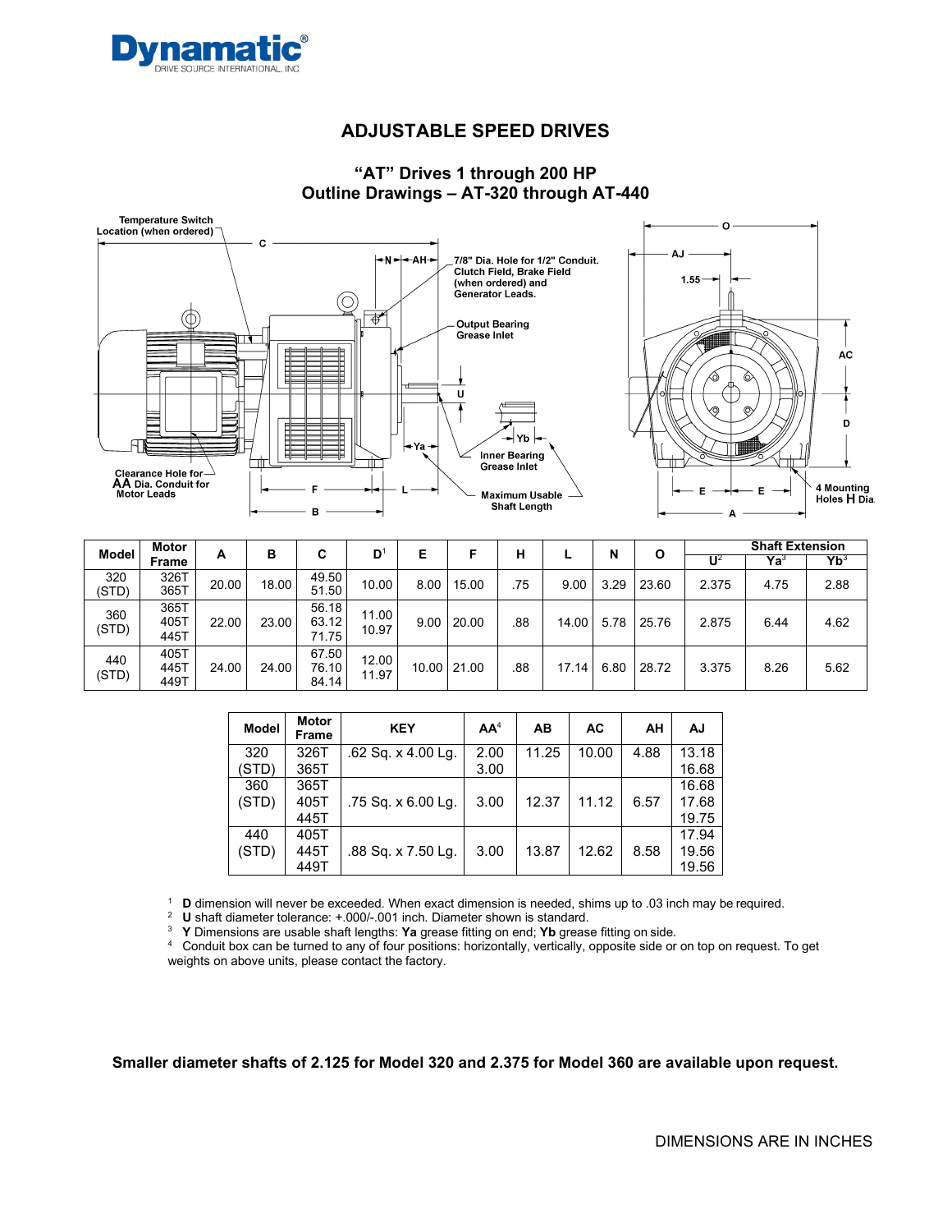# ADJUSTABLE SPEED DRIVES

## "AT" Drives 1 through 200 HP
## Outline Drawings – AT-320 through AT-440

Temperature Switch Location (when ordered)

7/8" Dia. Hole for 1/2" Conduit. Clutch Field, Brake Field (when ordered) and Generator Leads.

Output Bearing Grease Inlet

Inner Bearing Grease Inlet

Maximum Usable Shaft Length

Clearance Hole for AA Dia. Conduit for Motor Leads

4 Mounting Holes H Dia.

| Model | Motor Frame | A | B | C | D[1] | E | F | H | L | N | O | Shaft Extension | | |
|---|---|---|---|---|---|---|---|---|---|---|---|---|---|---|
| | | | | | | | | | | | | U[2] | Ya[3] | Yb[3] |
| 320 (STD) | 326T 365T | 20.00 | 18.00 | 49.50 51.50 | 10.00 | 8.00 | 15.00 | .75 | 9.00 | 3.29 | 23.60 | 2.375 | 4.75 | 2.88 |
| 360 (STD) | 365T 405T 445T | 22.00 | 23.00 | 56.18 63.12 71.75 | 11.00 10.97 | 9.00 | 20.00 | .88 | 14.00 | 5.78 | 25.76 | 2.875 | 6.44 | 4.62 |
| 440 (STD) | 405T 445T 449T | 24.00 | 24.00 | 67.50 76.10 84.14 | 12.00 11.97 | 10.00 | 21.00 | .88 | 17.14 | 6.80 | 28.72 | 3.375 | 8.26 | 5.62 |

| Model | Motor Frame | KEY | AA[4] | AB | AC | AH | AJ |
|---|---|---|---|---|---|---|---|
| 320 (STD) | 326T 365T | .62 Sq. x 4.00 Lg. | 2.00 3.00 | 11.25 | 10.00 | 4.88 | 13.18 16.68 |
| 360 (STD) | 365T 405T 445T | .75 Sq. x 6.00 Lg. | 3.00 | 12.37 | 11.12 | 6.57 | 16.68 17.68 19.75 |
| 440 (STD) | 405T 445T 449T | .88 Sq. x 7.50 Lg. | 3.00 | 13.87 | 12.62 | 8.58 | 17.94 19.56 19.56 |

[1] **D** dimension will never be exceeded. When exact dimension is needed, shims up to .03 inch may be required.
[2] **U** shaft diameter tolerance: +.000/-.001 inch. Diameter shown is standard.
[3] **Y** Dimensions are usable shaft lengths: **Ya** grease fitting on end; **Yb** grease fitting on side.
[4] Conduit box can be turned to any of four positions: horizontally, vertically, opposite side or on top on request. To get weights on above units, please contact the factory.

**Smaller diameter shafts of 2.125 for Model 320 and 2.375 for Model 360 are available upon request.**

DIMENSIONS ARE IN INCHES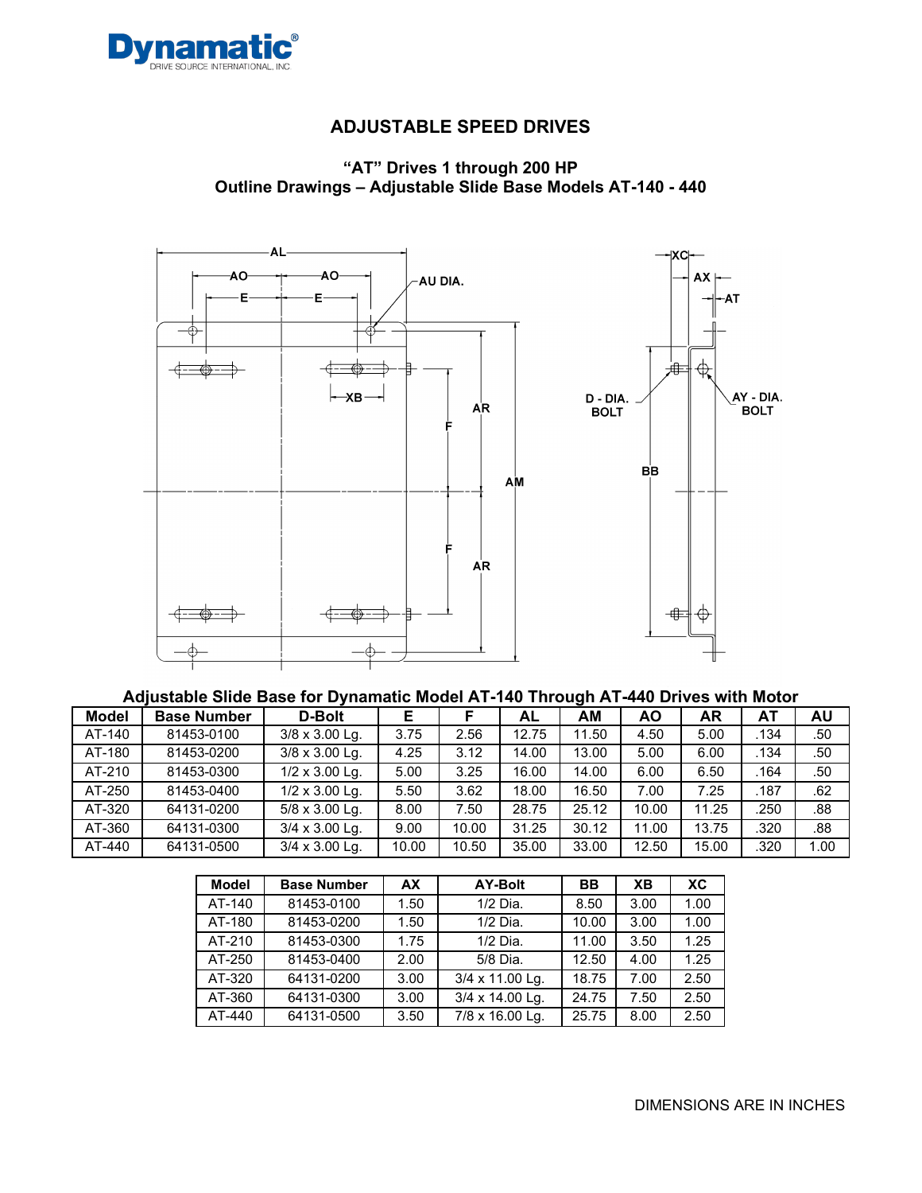# ADJUSTABLE SPEED DRIVES

## "AT" Drives 1 through 200 HP
## Outline Drawings – Adjustable Slide Base Models AT-140 - 440

AL
AO
AO
E
E
AU DIA.
XB
AR
F
AM
F
AR
XC
AX
AT
D - DIA. BOLT
AY - DIA. BOLT
BB

### Adjustable Slide Base for Dynamatic Model AT-140 Through AT-440 Drives with Motor

| Model | Base Number | D-Bolt | E | F | AL | AM | AO | AR | AT | AU |
|---|---|---|---|---|---|---|---|---|---|---|
| AT-140 | 81453-0100 | 3/8 x 3.00 Lg. | 3.75 | 2.56 | 12.75 | 11.50 | 4.50 | 5.00 | .134 | .50 |
| AT-180 | 81453-0200 | 3/8 x 3.00 Lg. | 4.25 | 3.12 | 14.00 | 13.00 | 5.00 | 6.00 | .134 | .50 |
| AT-210 | 81453-0300 | 1/2 x 3.00 Lg. | 5.00 | 3.25 | 16.00 | 14.00 | 6.00 | 6.50 | .164 | .50 |
| AT-250 | 81453-0400 | 1/2 x 3.00 Lg. | 5.50 | 3.62 | 18.00 | 16.50 | 7.00 | 7.25 | .187 | .62 |
| AT-320 | 64131-0200 | 5/8 x 3.00 Lg. | 8.00 | 7.50 | 28.75 | 25.12 | 10.00 | 11.25 | .250 | .88 |
| AT-360 | 64131-0300 | 3/4 x 3.00 Lg. | 9.00 | 10.00 | 31.25 | 30.12 | 11.00 | 13.75 | .320 | .88 |
| AT-440 | 64131-0500 | 3/4 x 3.00 Lg. | 10.00 | 10.50 | 35.00 | 33.00 | 12.50 | 15.00 | .320 | 1.00 |

| Model | Base Number | AX | AY-Bolt | BB | XB | XC |
|---|---|---|---|---|---|---|
| AT-140 | 81453-0100 | 1.50 | 1/2 Dia. | 8.50 | 3.00 | 1.00 |
| AT-180 | 81453-0200 | 1.50 | 1/2 Dia. | 10.00 | 3.00 | 1.00 |
| AT-210 | 81453-0300 | 1.75 | 1/2 Dia. | 11.00 | 3.50 | 1.25 |
| AT-250 | 81453-0400 | 2.00 | 5/8 Dia. | 12.50 | 4.00 | 1.25 |
| AT-320 | 64131-0200 | 3.00 | 3/4 x 11.00 Lg. | 18.75 | 7.00 | 2.50 |
| AT-360 | 64131-0300 | 3.00 | 3/4 x 14.00 Lg. | 24.75 | 7.50 | 2.50 |
| AT-440 | 64131-0500 | 3.50 | 7/8 x 16.00 Lg. | 25.75 | 8.00 | 2.50 |

DIMENSIONS ARE IN INCHES